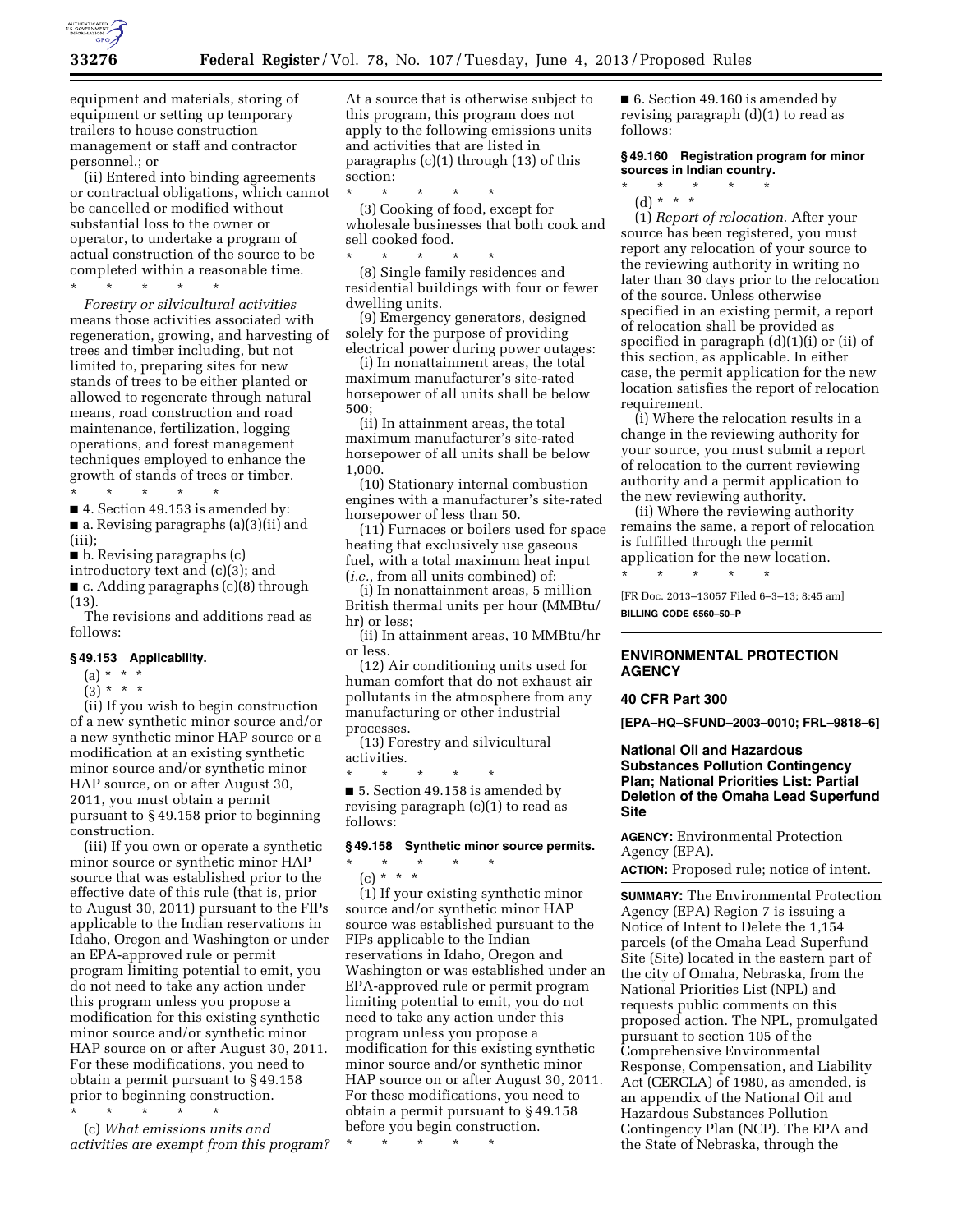equipment and materials, storing of equipment or setting up temporary trailers to house construction management or staff and contractor personnel.; or

(ii) Entered into binding agreements or contractual obligations, which cannot be cancelled or modified without substantial loss to the owner or operator, to undertake a program of actual construction of the source to be completed within a reasonable time.

\* \* \* \* \*

*Forestry or silvicultural activities* means those activities associated with regeneration, growing, and harvesting of trees and timber including, but not limited to, preparing sites for new stands of trees to be either planted or allowed to regenerate through natural means, road construction and road maintenance, fertilization, logging operations, and forest management techniques employed to enhance the growth of stands of trees or timber.

\* \* \* \* \*

■ 4. Section 49.153 is amended by:

■ a. Revising paragraphs (a)(3)(ii) and (iii);

■ b. Revising paragraphs (c) introductory text and (c)(3); and

■ c. Adding paragraphs (c)(8) through (13).

The revisions and additions read as follows:

### § 49.153 Applicability.

(a) \* \* \*

(3) \* \* \*

(ii) If you wish to begin construction of a new synthetic minor source and/or a new synthetic minor HAP source or a modification at an existing synthetic minor source and/or synthetic minor HAP source, on or after August 30, 2011, you must obtain a permit pursuant to § 49.158 prior to beginning construction.

(iii) If you own or operate a synthetic minor source or synthetic minor HAP source that was established prior to the effective date of this rule (that is, prior to August 30, 2011) pursuant to the FIPs applicable to the Indian reservations in Idaho, Oregon and Washington or under an EPA-approved rule or permit program limiting potential to emit, you do not need to take any action under this program unless you propose a modification for this existing synthetic minor source and/or synthetic minor HAP source on or after August 30, 2011. For these modifications, you need to obtain a permit pursuant to § 49.158 prior to beginning construction.

\* \* \* \* \*

(c) *What emissions units and activities are exempt from this program?* At a source that is otherwise subject to this program, this program does not apply to the following emissions units and activities that are listed in paragraphs (c)(1) through (13) of this section:

\* \* \* \* \*

(3) Cooking of food, except for wholesale businesses that both cook and sell cooked food.

\* \* \* \* \*

(8) Single family residences and residential buildings with four or fewer dwelling units.

(9) Emergency generators, designed solely for the purpose of providing electrical power during power outages:

(i) In nonattainment areas, the total maximum manufacturer's site-rated horsepower of all units shall be below 500;

(ii) In attainment areas, the total maximum manufacturer's site-rated horsepower of all units shall be below 1,000.

(10) Stationary internal combustion engines with a manufacturer's site-rated horsepower of less than 50.

(11) Furnaces or boilers used for space heating that exclusively use gaseous fuel, with a total maximum heat input (*i.e.,* from all units combined) of:

(i) In nonattainment areas, 5 million British thermal units per hour (MMBtu/hr) or less;

(ii) In attainment areas, 10 MMBtu/hr or less.

(12) Air conditioning units used for human comfort that do not exhaust air pollutants in the atmosphere from any manufacturing or other industrial processes.

(13) Forestry and silvicultural activities.

\* \* \* \* \*

■ 5. Section 49.158 is amended by revising paragraph (c)(1) to read as follows:

### § 49.158 Synthetic minor source permits.

\* \* \* \* \*

(c) \* \* \*

(1) If your existing synthetic minor source and/or synthetic minor HAP source was established pursuant to the FIPs applicable to the Indian reservations in Idaho, Oregon and Washington or was established under an EPA-approved rule or permit program limiting potential to emit, you do not need to take any action under this program unless you propose a modification for this existing synthetic minor source and/or synthetic minor HAP source on or after August 30, 2011. For these modifications, you need to obtain a permit pursuant to § 49.158 before you begin construction.

\* \* \* \* \*

■ 6. Section 49.160 is amended by revising paragraph (d)(1) to read as follows:

### § 49.160 Registration program for minor sources in Indian country.

\* \* \* \* \*

(d) \* \* \*

(1) *Report of relocation.* After your source has been registered, you must report any relocation of your source to the reviewing authority in writing no later than 30 days prior to the relocation of the source. Unless otherwise specified in an existing permit, a report of relocation shall be provided as specified in paragraph (d)(1)(i) or (ii) of this section, as applicable. In either case, the permit application for the new location satisfies the report of relocation requirement.

(i) Where the relocation results in a change in the reviewing authority for your source, you must submit a report of relocation to the current reviewing authority and a permit application to the new reviewing authority.

(ii) Where the reviewing authority remains the same, a report of relocation is fulfilled through the permit application for the new location.

\* \* \* \* \*

[FR Doc. 2013–13057 Filed 6–3–13; 8:45 am]

**BILLING CODE 6560–50–P**

---

## ENVIRONMENTAL PROTECTION AGENCY

### 40 CFR Part 300

**[EPA–HQ–SFUND–2003–0010; FRL–9818–6]**

### National Oil and Hazardous Substances Pollution Contingency Plan; National Priorities List: Partial Deletion of the Omaha Lead Superfund Site

**AGENCY:** Environmental Protection Agency (EPA).

**ACTION:** Proposed rule; notice of intent.

**SUMMARY:** The Environmental Protection Agency (EPA) Region 7 is issuing a Notice of Intent to Delete the 1,154 parcels (of the Omaha Lead Superfund Site (Site) located in the eastern part of the city of Omaha, Nebraska, from the National Priorities List (NPL) and requests public comments on this proposed action. The NPL, promulgated pursuant to section 105 of the Comprehensive Environmental Response, Compensation, and Liability Act (CERCLA) of 1980, as amended, is an appendix of the National Oil and Hazardous Substances Pollution Contingency Plan (NCP). The EPA and the State of Nebraska, through the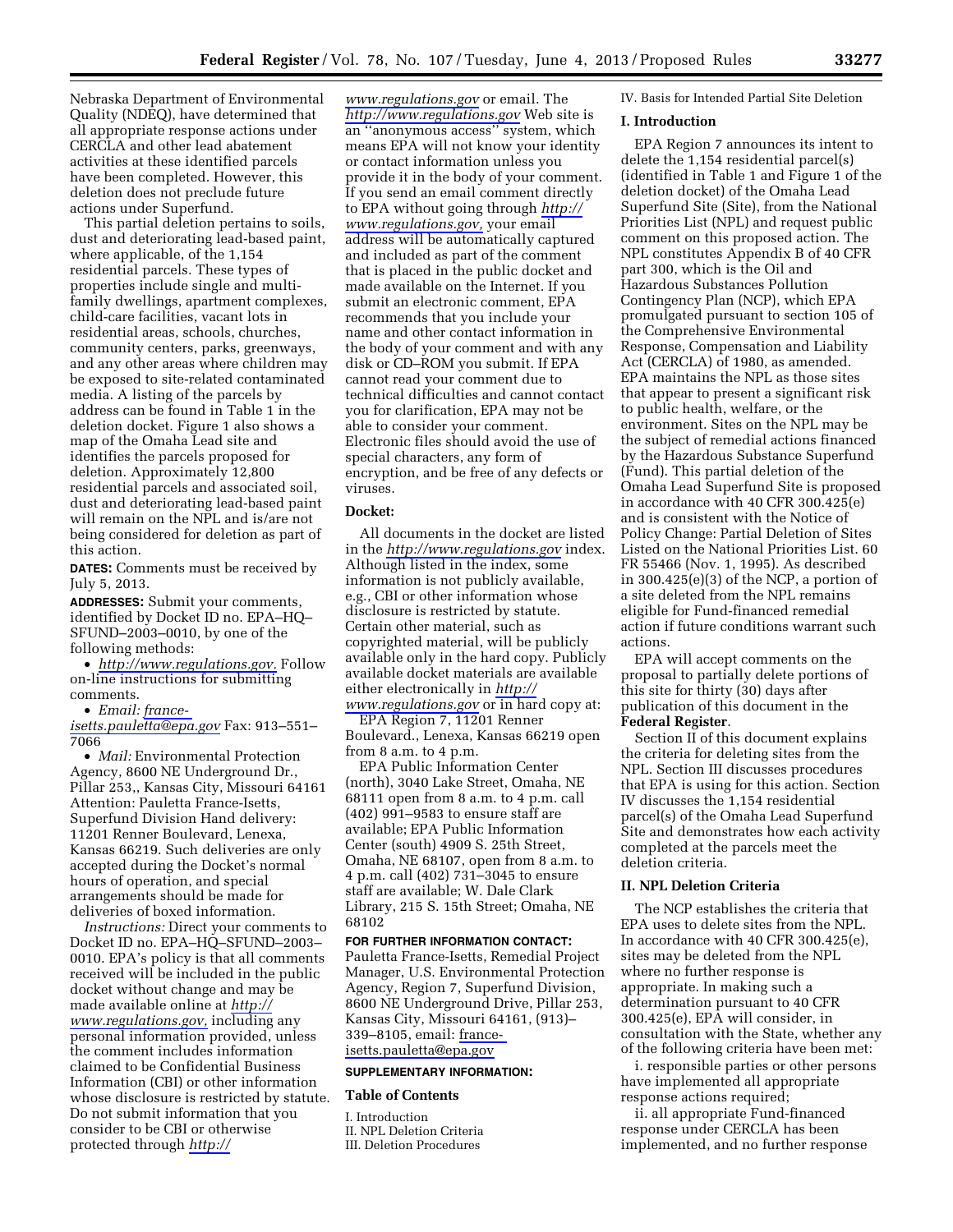Nebraska Department of Environmental Quality (NDEQ), have determined that all appropriate response actions under CERCLA and other lead abatement activities at these identified parcels have been completed. However, this deletion does not preclude future actions under Superfund.

This partial deletion pertains to soils, dust and deteriorating lead-based paint, where applicable, of the 1,154 residential parcels. These types of properties include single and multi-family dwellings, apartment complexes, child-care facilities, vacant lots in residential areas, schools, churches, community centers, parks, greenways, and any other areas where children may be exposed to site-related contaminated media. A listing of the parcels by address can be found in Table 1 in the deletion docket. Figure 1 also shows a map of the Omaha Lead site and identifies the parcels proposed for deletion. Approximately 12,800 residential parcels and associated soil, dust and deteriorating lead-based paint will remain on the NPL and is/are not being considered for deletion as part of this action.

**DATES:** Comments must be received by July 5, 2013.

**ADDRESSES:** Submit your comments, identified by Docket ID no. EPA–HQ–SFUND–2003–0010, by one of the following methods:

- *http://www.regulations.gov.* Follow on-line instructions for submitting comments.
- *Email: france-isetts.pauletta@epa.gov* Fax: 913–551–7066
- *Mail:* Environmental Protection Agency, 8600 NE Underground Dr., Pillar 253,, Kansas City, Missouri 64161 Attention: Pauletta France-Isetts, Superfund Division Hand delivery: 11201 Renner Boulevard, Lenexa, Kansas 66219. Such deliveries are only accepted during the Docket's normal hours of operation, and special arrangements should be made for deliveries of boxed information.

*Instructions:* Direct your comments to Docket ID no. EPA–HQ–SFUND–2003–0010. EPA's policy is that all comments received will be included in the public docket without change and may be made available online at *http://www.regulations.gov,* including any personal information provided, unless the comment includes information claimed to be Confidential Business Information (CBI) or other information whose disclosure is restricted by statute. Do not submit information that you consider to be CBI or otherwise protected through *http://www.regulations.gov* or email. The *http://www.regulations.gov* Web site is an "anonymous access" system, which means EPA will not know your identity or contact information unless you provide it in the body of your comment. If you send an email comment directly to EPA without going through *http://www.regulations.gov,* your email address will be automatically captured and included as part of the comment that is placed in the public docket and made available on the Internet. If you submit an electronic comment, EPA recommends that you include your name and other contact information in the body of your comment and with any disk or CD–ROM you submit. If EPA cannot read your comment due to technical difficulties and cannot contact you for clarification, EPA may not be able to consider your comment. Electronic files should avoid the use of special characters, any form of encryption, and be free of any defects or viruses.

**Docket:**

All documents in the docket are listed in the *http://www.regulations.gov* index. Although listed in the index, some information is not publicly available, e.g., CBI or other information whose disclosure is restricted by statute. Certain other material, such as copyrighted material, will be publicly available only in the hard copy. Publicly available docket materials are available either electronically in *http://www.regulations.gov* or in hard copy at:

EPA Region 7, 11201 Renner Boulevard., Lenexa, Kansas 66219 open from 8 a.m. to 4 p.m.

EPA Public Information Center (north), 3040 Lake Street, Omaha, NE 68111 open from 8 a.m. to 4 p.m. call (402) 991–9583 to ensure staff are available; EPA Public Information Center (south) 4909 S. 25th Street, Omaha, NE 68107, open from 8 a.m. to 4 p.m. call (402) 731–3045 to ensure staff are available; W. Dale Clark Library, 215 S. 15th Street; Omaha, NE 68102

**FOR FURTHER INFORMATION CONTACT:** Pauletta France-Isetts, Remedial Project Manager, U.S. Environmental Protection Agency, Region 7, Superfund Division, 8600 NE Underground Drive, Pillar 253, Kansas City, Missouri 64161, (913)–339–8105, email: france-isetts.pauletta@epa.gov

**SUPPLEMENTARY INFORMATION:**

## Table of Contents

I. Introduction
II. NPL Deletion Criteria
III. Deletion Procedures
IV. Basis for Intended Partial Site Deletion

## I. Introduction

EPA Region 7 announces its intent to delete the 1,154 residential parcel(s) (identified in Table 1 and Figure 1 of the deletion docket) of the Omaha Lead Superfund Site (Site), from the National Priorities List (NPL) and request public comment on this proposed action. The NPL constitutes Appendix B of 40 CFR part 300, which is the Oil and Hazardous Substances Pollution Contingency Plan (NCP), which EPA promulgated pursuant to section 105 of the Comprehensive Environmental Response, Compensation and Liability Act (CERCLA) of 1980, as amended. EPA maintains the NPL as those sites that appear to present a significant risk to public health, welfare, or the environment. Sites on the NPL may be the subject of remedial actions financed by the Hazardous Substance Superfund (Fund). This partial deletion of the Omaha Lead Superfund Site is proposed in accordance with 40 CFR 300.425(e) and is consistent with the Notice of Policy Change: Partial Deletion of Sites Listed on the National Priorities List. 60 FR 55466 (Nov. 1, 1995). As described in 300.425(e)(3) of the NCP, a portion of a site deleted from the NPL remains eligible for Fund-financed remedial action if future conditions warrant such actions.

EPA will accept comments on the proposal to partially delete portions of this site for thirty (30) days after publication of this document in the **Federal Register**.

Section II of this document explains the criteria for deleting sites from the NPL. Section III discusses procedures that EPA is using for this action. Section IV discusses the 1,154 residential parcel(s) of the Omaha Lead Superfund Site and demonstrates how each activity completed at the parcels meet the deletion criteria.

## II. NPL Deletion Criteria

The NCP establishes the criteria that EPA uses to delete sites from the NPL. In accordance with 40 CFR 300.425(e), sites may be deleted from the NPL where no further response is appropriate. In making such a determination pursuant to 40 CFR 300.425(e), EPA will consider, in consultation with the State, whether any of the following criteria have been met:

i. responsible parties or other persons have implemented all appropriate response actions required;

ii. all appropriate Fund-financed response under CERCLA has been implemented, and no further response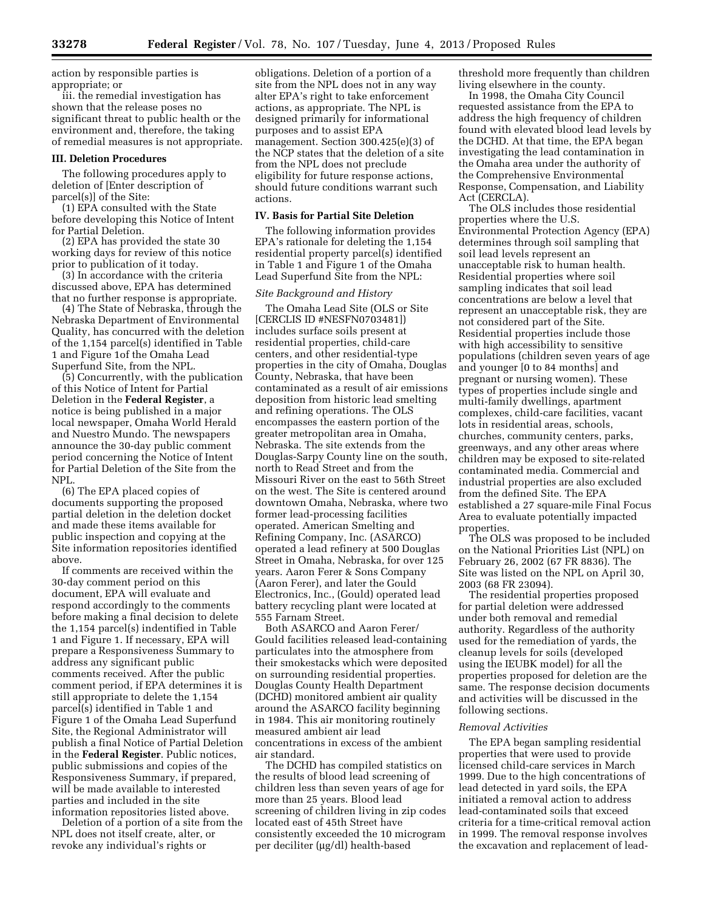action by responsible parties is appropriate; or

iii. the remedial investigation has shown that the release poses no significant threat to public health or the environment and, therefore, the taking of remedial measures is not appropriate.

### III. Deletion Procedures

The following procedures apply to deletion of [Enter description of parcel(s)] of the Site:

(1) EPA consulted with the State before developing this Notice of Intent for Partial Deletion.

(2) EPA has provided the state 30 working days for review of this notice prior to publication of it today.

(3) In accordance with the criteria discussed above, EPA has determined that no further response is appropriate.

(4) The State of Nebraska, through the Nebraska Department of Environmental Quality, has concurred with the deletion of the 1,154 parcel(s) identified in Table 1 and Figure 1of the Omaha Lead Superfund Site, from the NPL.

(5) Concurrently, with the publication of this Notice of Intent for Partial Deletion in the **Federal Register**, a notice is being published in a major local newspaper, Omaha World Herald and Nuestro Mundo. The newspapers announce the 30-day public comment period concerning the Notice of Intent for Partial Deletion of the Site from the NPL.

(6) The EPA placed copies of documents supporting the proposed partial deletion in the deletion docket and made these items available for public inspection and copying at the Site information repositories identified above.

If comments are received within the 30-day comment period on this document, EPA will evaluate and respond accordingly to the comments before making a final decision to delete the 1,154 parcel(s) indentified in Table 1 and Figure 1. If necessary, EPA will prepare a Responsiveness Summary to address any significant public comments received. After the public comment period, if EPA determines it is still appropriate to delete the 1,154 parcel(s) identified in Table 1 and Figure 1 of the Omaha Lead Superfund Site, the Regional Administrator will publish a final Notice of Partial Deletion in the **Federal Register**. Public notices, public submissions and copies of the Responsiveness Summary, if prepared, will be made available to interested parties and included in the site information repositories listed above.

Deletion of a portion of a site from the NPL does not itself create, alter, or revoke any individual's rights or obligations. Deletion of a portion of a site from the NPL does not in any way alter EPA's right to take enforcement actions, as appropriate. The NPL is designed primarily for informational purposes and to assist EPA management. Section 300.425(e)(3) of the NCP states that the deletion of a site from the NPL does not preclude eligibility for future response actions, should future conditions warrant such actions.

### IV. Basis for Partial Site Deletion

The following information provides EPA's rationale for deleting the 1,154 residential property parcel(s) identified in Table 1 and Figure 1 of the Omaha Lead Superfund Site from the NPL:

*Site Background and History*

The Omaha Lead Site (OLS or Site [CERCLIS ID #NESFN0703481]) includes surface soils present at residential properties, child-care centers, and other residential-type properties in the city of Omaha, Douglas County, Nebraska, that have been contaminated as a result of air emissions deposition from historic lead smelting and refining operations. The OLS encompasses the eastern portion of the greater metropolitan area in Omaha, Nebraska. The site extends from the Douglas-Sarpy County line on the south, north to Read Street and from the Missouri River on the east to 56th Street on the west. The Site is centered around downtown Omaha, Nebraska, where two former lead-processing facilities operated. American Smelting and Refining Company, Inc. (ASARCO) operated a lead refinery at 500 Douglas Street in Omaha, Nebraska, for over 125 years. Aaron Ferer & Sons Company (Aaron Ferer), and later the Gould Electronics, Inc., (Gould) operated lead battery recycling plant were located at 555 Farnam Street.

Both ASARCO and Aaron Ferer/Gould facilities released lead-containing particulates into the atmosphere from their smokestacks which were deposited on surrounding residential properties. Douglas County Health Department (DCHD) monitored ambient air quality around the ASARCO facility beginning in 1984. This air monitoring routinely measured ambient air lead concentrations in excess of the ambient air standard.

The DCHD has compiled statistics on the results of blood lead screening of children less than seven years of age for more than 25 years. Blood lead screening of children living in zip codes located east of 45th Street have consistently exceeded the 10 microgram per deciliter (μg/dl) health-based threshold more frequently than children living elsewhere in the county.

In 1998, the Omaha City Council requested assistance from the EPA to address the high frequency of children found with elevated blood lead levels by the DCHD. At that time, the EPA began investigating the lead contamination in the Omaha area under the authority of the Comprehensive Environmental Response, Compensation, and Liability Act (CERCLA).

The OLS includes those residential properties where the U.S. Environmental Protection Agency (EPA) determines through soil sampling that soil lead levels represent an unacceptable risk to human health. Residential properties where soil sampling indicates that soil lead concentrations are below a level that represent an unacceptable risk, they are not considered part of the Site. Residential properties include those with high accessibility to sensitive populations (children seven years of age and younger [0 to 84 months] and pregnant or nursing women). These types of properties include single and multi-family dwellings, apartment complexes, child-care facilities, vacant lots in residential areas, schools, churches, community centers, parks, greenways, and any other areas where children may be exposed to site-related contaminated media. Commercial and industrial properties are also excluded from the defined Site. The EPA established a 27 square-mile Final Focus Area to evaluate potentially impacted properties.

The OLS was proposed to be included on the National Priorities List (NPL) on February 26, 2002 (67 FR 8836). The Site was listed on the NPL on April 30, 2003 (68 FR 23094).

The residential properties proposed for partial deletion were addressed under both removal and remedial authority. Regardless of the authority used for the remediation of yards, the cleanup levels for soils (developed using the IEUBK model) for all the properties proposed for deletion are the same. The response decision documents and activities will be discussed in the following sections.

*Removal Activities*

The EPA began sampling residential properties that were used to provide licensed child-care services in March 1999. Due to the high concentrations of lead detected in yard soils, the EPA initiated a removal action to address lead-contaminated soils that exceed criteria for a time-critical removal action in 1999. The removal response involves the excavation and replacement of lead-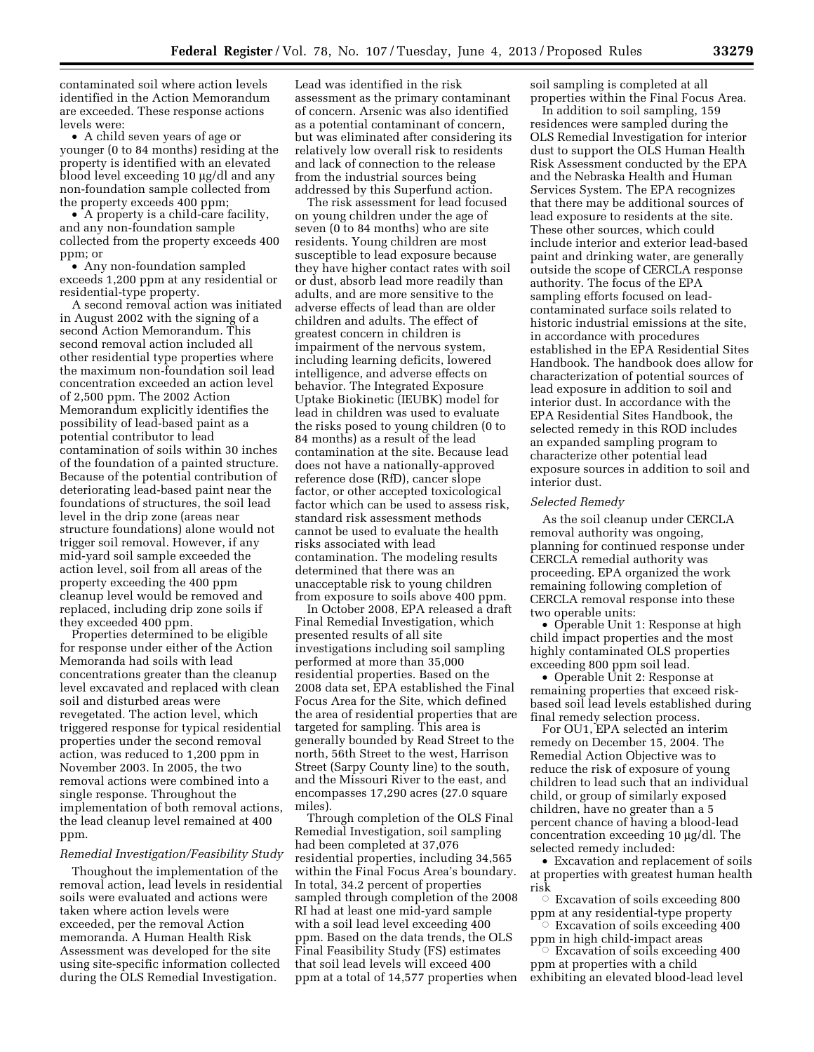contaminated soil where action levels identified in the Action Memorandum are exceeded. These response actions levels were:

- A child seven years of age or younger (0 to 84 months) residing at the property is identified with an elevated blood level exceeding 10 µg/dl and any non-foundation sample collected from the property exceeds 400 ppm;
- A property is a child-care facility, and any non-foundation sample collected from the property exceeds 400 ppm; or
- Any non-foundation sampled exceeds 1,200 ppm at any residential or residential-type property.

A second removal action was initiated in August 2002 with the signing of a second Action Memorandum. This second removal action included all other residential type properties where the maximum non-foundation soil lead concentration exceeded an action level of 2,500 ppm. The 2002 Action Memorandum explicitly identifies the possibility of lead-based paint as a potential contributor to lead contamination of soils within 30 inches of the foundation of a painted structure. Because of the potential contribution of deteriorating lead-based paint near the foundations of structures, the soil lead level in the drip zone (areas near structure foundations) alone would not trigger soil removal. However, if any mid-yard soil sample exceeded the action level, soil from all areas of the property exceeding the 400 ppm cleanup level would be removed and replaced, including drip zone soils if they exceeded 400 ppm.

Properties determined to be eligible for response under either of the Action Memoranda had soils with lead concentrations greater than the cleanup level excavated and replaced with clean soil and disturbed areas were revegetated. The action level, which triggered response for typical residential properties under the second removal action, was reduced to 1,200 ppm in November 2003. In 2005, the two removal actions were combined into a single response. Throughout the implementation of both removal actions, the lead cleanup level remained at 400 ppm.

*Remedial Investigation/Feasibility Study*

Thoughout the implementation of the removal action, lead levels in residential soils were evaluated and actions were taken where action levels were exceeded, per the removal Action memoranda. A Human Health Risk Assessment was developed for the site using site-specific information collected during the OLS Remedial Investigation. Lead was identified in the risk assessment as the primary contaminant of concern. Arsenic was also identified as a potential contaminant of concern, but was eliminated after considering its relatively low overall risk to residents and lack of connection to the release from the industrial sources being addressed by this Superfund action.

The risk assessment for lead focused on young children under the age of seven (0 to 84 months) who are site residents. Young children are most susceptible to lead exposure because they have higher contact rates with soil or dust, absorb lead more readily than adults, and are more sensitive to the adverse effects of lead than are older children and adults. The effect of greatest concern in children is impairment of the nervous system, including learning deficits, lowered intelligence, and adverse effects on behavior. The Integrated Exposure Uptake Biokinetic (IEUBK) model for lead in children was used to evaluate the risks posed to young children (0 to 84 months) as a result of the lead contamination at the site. Because lead does not have a nationally-approved reference dose (RfD), cancer slope factor, or other accepted toxicological factor which can be used to assess risk, standard risk assessment methods cannot be used to evaluate the health risks associated with lead contamination. The modeling results determined that there was an unacceptable risk to young children from exposure to soils above 400 ppm.

In October 2008, EPA released a draft Final Remedial Investigation, which presented results of all site investigations including soil sampling performed at more than 35,000 residential properties. Based on the 2008 data set, EPA established the Final Focus Area for the Site, which defined the area of residential properties that are targeted for sampling. This area is generally bounded by Read Street to the north, 56th Street to the west, Harrison Street (Sarpy County line) to the south, and the Missouri River to the east, and encompasses 17,290 acres (27.0 square miles).

Through completion of the OLS Final Remedial Investigation, soil sampling had been completed at 37,076 residential properties, including 34,565 within the Final Focus Area's boundary. In total, 34.2 percent of properties sampled through completion of the 2008 RI had at least one mid-yard sample with a soil lead level exceeding 400 ppm. Based on the data trends, the OLS Final Feasibility Study (FS) estimates that soil lead levels will exceed 400 ppm at a total of 14,577 properties when soil sampling is completed at all properties within the Final Focus Area.

In addition to soil sampling, 159 residences were sampled during the OLS Remedial Investigation for interior dust to support the OLS Human Health Risk Assessment conducted by the EPA and the Nebraska Health and Human Services System. The EPA recognizes that there may be additional sources of lead exposure to residents at the site. These other sources, which could include interior and exterior lead-based paint and drinking water, are generally outside the scope of CERCLA response authority. The focus of the EPA sampling efforts focused on lead-contaminated surface soils related to historic industrial emissions at the site, in accordance with procedures established in the EPA Residential Sites Handbook. The handbook does allow for characterization of potential sources of lead exposure in addition to soil and interior dust. In accordance with the EPA Residential Sites Handbook, the selected remedy in this ROD includes an expanded sampling program to characterize other potential lead exposure sources in addition to soil and interior dust.

*Selected Remedy*

As the soil cleanup under CERCLA removal authority was ongoing, planning for continued response under CERCLA remedial authority was proceeding. EPA organized the work remaining following completion of CERCLA removal response into these two operable units:

- Operable Unit 1: Response at high child impact properties and the most highly contaminated OLS properties exceeding 800 ppm soil lead.
- Operable Unit 2: Response at remaining properties that exceed risk-based soil lead levels established during final remedy selection process.

For OU1, EPA selected an interim remedy on December 15, 2004. The Remedial Action Objective was to reduce the risk of exposure of young children to lead such that an individual child, or group of similarly exposed children, have no greater than a 5 percent chance of having a blood-lead concentration exceeding 10 µg/dl. The selected remedy included:

- Excavation and replacement of soils at properties with greatest human health risk
  - Excavation of soils exceeding 800 ppm at any residential-type property
  - Excavation of soils exceeding 400 ppm in high child-impact areas
  - Excavation of soils exceeding 400 ppm at properties with a child exhibiting an elevated blood-lead level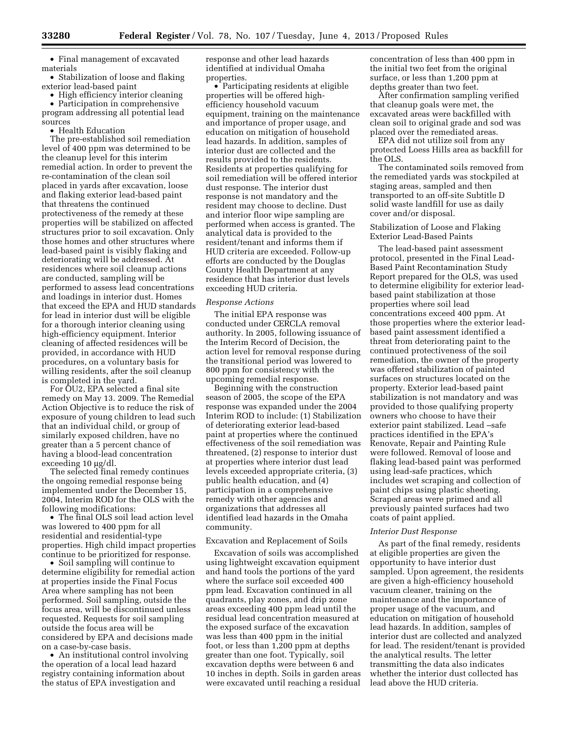- Final management of excavated materials
- Stabilization of loose and flaking exterior lead-based paint
- High efficiency interior cleaning
- Participation in comprehensive program addressing all potential lead sources
- Health Education

The pre-established soil remediation level of 400 ppm was determined to be the cleanup level for this interim remedial action. In order to prevent the re-contamination of the clean soil placed in yards after excavation, loose and flaking exterior lead-based paint that threatens the continued protectiveness of the remedy at these properties will be stabilized on affected structures prior to soil excavation. Only those homes and other structures where lead-based paint is visibly flaking and deteriorating will be addressed. At residences where soil cleanup actions are conducted, sampling will be performed to assess lead concentrations and loadings in interior dust. Homes that exceed the EPA and HUD standards for lead in interior dust will be eligible for a thorough interior cleaning using high-efficiency equipment. Interior cleaning of affected residences will be provided, in accordance with HUD procedures, on a voluntary basis for willing residents, after the soil cleanup is completed in the yard.

For OU2, EPA selected a final site remedy on May 13. 2009. The Remedial Action Objective is to reduce the risk of exposure of young children to lead such that an individual child, or group of similarly exposed children, have no greater than a 5 percent chance of having a blood-lead concentration exceeding 10 μg/dl.

The selected final remedy continues the ongoing remedial response being implemented under the December 15, 2004, Interim ROD for the OLS with the following modifications:

- The final OLS soil lead action level was lowered to 400 ppm for all residential and residential-type properties. High child impact properties continue to be prioritized for response.
- Soil sampling will continue to determine eligibility for remedial action at properties inside the Final Focus Area where sampling has not been performed. Soil sampling, outside the focus area, will be discontinued unless requested. Requests for soil sampling outside the focus area will be considered by EPA and decisions made on a case-by-case basis.
- An institutional control involving the operation of a local lead hazard registry containing information about the status of EPA investigation and response and other lead hazards identified at individual Omaha properties.
- Participating residents at eligible properties will be offered high-efficiency household vacuum equipment, training on the maintenance and importance of proper usage, and education on mitigation of household lead hazards. In addition, samples of interior dust are collected and the results provided to the residents. Residents at properties qualifying for soil remediation will be offered interior dust response. The interior dust response is not mandatory and the resident may choose to decline. Dust and interior floor wipe sampling are performed when access is granted. The analytical data is provided to the resident/tenant and informs them if HUD criteria are exceeded. Follow-up efforts are conducted by the Douglas County Health Department at any residence that has interior dust levels exceeding HUD criteria.

*Response Actions*

The initial EPA response was conducted under CERCLA removal authority. In 2005, following issuance of the Interim Record of Decision, the action level for removal response during the transitional period was lowered to 800 ppm for consistency with the upcoming remedial response.

Beginning with the construction season of 2005, the scope of the EPA response was expanded under the 2004 Interim ROD to include: (1) Stabilization of deteriorating exterior lead-based paint at properties where the continued effectiveness of the soil remediation was threatened, (2) response to interior dust at properties where interior dust lead levels exceeded appropriate criteria, (3) public health education, and (4) participation in a comprehensive remedy with other agencies and organizations that addresses all identified lead hazards in the Omaha community.

Excavation and Replacement of Soils

Excavation of soils was accomplished using lightweight excavation equipment and hand tools the portions of the yard where the surface soil exceeded 400 ppm lead. Excavation continued in all quadrants, play zones, and drip zone areas exceeding 400 ppm lead until the residual lead concentration measured at the exposed surface of the excavation was less than 400 ppm in the initial foot, or less than 1,200 ppm at depths greater than one foot. Typically, soil excavation depths were between 6 and 10 inches in depth. Soils in garden areas were excavated until reaching a residual concentration of less than 400 ppm in the initial two feet from the original surface, or less than 1,200 ppm at depths greater than two feet.

After confirmation sampling verified that cleanup goals were met, the excavated areas were backfilled with clean soil to original grade and sod was placed over the remediated areas.

EPA did not utilize soil from any protected Loess Hills area as backfill for the OLS.

The contaminated soils removed from the remediated yards was stockpiled at staging areas, sampled and then transported to an off-site Subtitle D solid waste landfill for use as daily cover and/or disposal.

Stabilization of Loose and Flaking Exterior Lead-Based Paints

The lead-based paint assessment protocol, presented in the Final Lead-Based Paint Recontamination Study Report prepared for the OLS, was used to determine eligibility for exterior lead-based paint stabilization at those properties where soil lead concentrations exceed 400 ppm. At those properties where the exterior lead-based paint assessment identified a threat from deteriorating paint to the continued protectiveness of the soil remediation, the owner of the property was offered stabilization of painted surfaces on structures located on the property. Exterior lead-based paint stabilization is not mandatory and was provided to those qualifying property owners who choose to have their exterior paint stabilized. Lead –safe practices identified in the EPA's Renovate, Repair and Painting Rule were followed. Removal of loose and flaking lead-based paint was performed using lead-safe practices, which includes wet scraping and collection of paint chips using plastic sheeting. Scraped areas were primed and all previously painted surfaces had two coats of paint applied.

*Interior Dust Response*

As part of the final remedy, residents at eligible properties are given the opportunity to have interior dust sampled. Upon agreement, the residents are given a high-efficiency household vacuum cleaner, training on the maintenance and the importance of proper usage of the vacuum, and education on mitigation of household lead hazards. In addition, samples of interior dust are collected and analyzed for lead. The resident/tenant is provided the analytical results. The letter transmitting the data also indicates whether the interior dust collected has lead above the HUD criteria.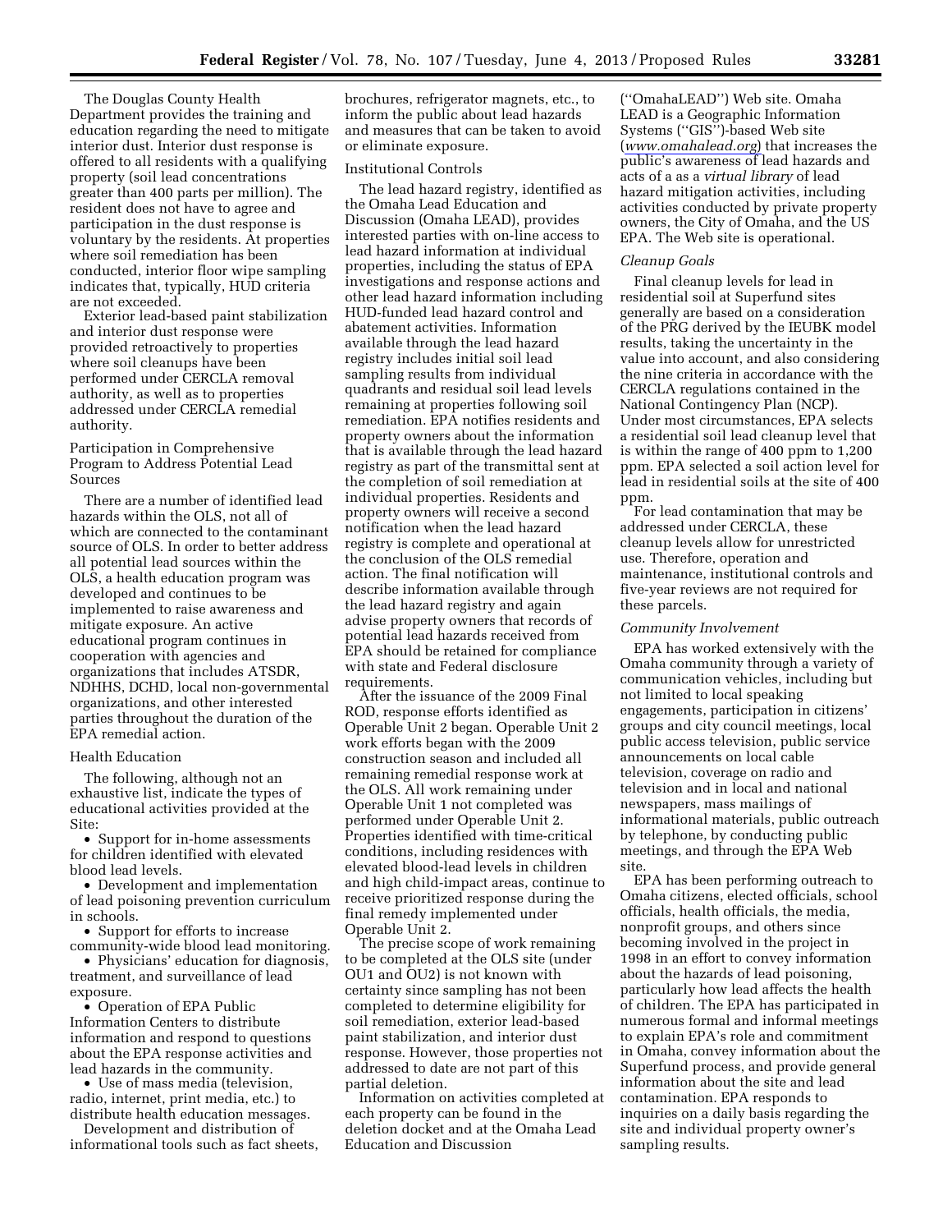The Douglas County Health Department provides the training and education regarding the need to mitigate interior dust. Interior dust response is offered to all residents with a qualifying property (soil lead concentrations greater than 400 parts per million). The resident does not have to agree and participation in the dust response is voluntary by the residents. At properties where soil remediation has been conducted, interior floor wipe sampling indicates that, typically, HUD criteria are not exceeded.

Exterior lead-based paint stabilization and interior dust response were provided retroactively to properties where soil cleanups have been performed under CERCLA removal authority, as well as to properties addressed under CERCLA remedial authority.

Participation in Comprehensive Program to Address Potential Lead Sources

There are a number of identified lead hazards within the OLS, not all of which are connected to the contaminant source of OLS. In order to better address all potential lead sources within the OLS, a health education program was developed and continues to be implemented to raise awareness and mitigate exposure. An active educational program continues in cooperation with agencies and organizations that includes ATSDR, NDHHS, DCHD, local non-governmental organizations, and other interested parties throughout the duration of the EPA remedial action.

Health Education

The following, although not an exhaustive list, indicate the types of educational activities provided at the Site:

- Support for in-home assessments for children identified with elevated blood lead levels.
- Development and implementation of lead poisoning prevention curriculum in schools.
- Support for efforts to increase community-wide blood lead monitoring.
- Physicians' education for diagnosis, treatment, and surveillance of lead exposure.
- Operation of EPA Public Information Centers to distribute information and respond to questions about the EPA response activities and lead hazards in the community.
- Use of mass media (television, radio, internet, print media, etc.) to distribute health education messages.

Development and distribution of informational tools such as fact sheets, brochures, refrigerator magnets, etc., to inform the public about lead hazards and measures that can be taken to avoid or eliminate exposure.

Institutional Controls

The lead hazard registry, identified as the Omaha Lead Education and Discussion (Omaha LEAD), provides interested parties with on-line access to lead hazard information at individual properties, including the status of EPA investigations and response actions and other lead hazard information including HUD-funded lead hazard control and abatement activities. Information available through the lead hazard registry includes initial soil lead sampling results from individual quadrants and residual soil lead levels remaining at properties following soil remediation. EPA notifies residents and property owners about the information that is available through the lead hazard registry as part of the transmittal sent at the completion of soil remediation at individual properties. Residents and property owners will receive a second notification when the lead hazard registry is complete and operational at the conclusion of the OLS remedial action. The final notification will describe information available through the lead hazard registry and again advise property owners that records of potential lead hazards received from EPA should be retained for compliance with state and Federal disclosure requirements.

After the issuance of the 2009 Final ROD, response efforts identified as Operable Unit 2 began. Operable Unit 2 work efforts began with the 2009 construction season and included all remaining remedial response work at the OLS. All work remaining under Operable Unit 1 not completed was performed under Operable Unit 2. Properties identified with time-critical conditions, including residences with elevated blood-lead levels in children and high child-impact areas, continue to receive prioritized response during the final remedy implemented under Operable Unit 2.

The precise scope of work remaining to be completed at the OLS site (under OU1 and OU2) is not known with certainty since sampling has not been completed to determine eligibility for soil remediation, exterior lead-based paint stabilization, and interior dust response. However, those properties not addressed to date are not part of this partial deletion.

Information on activities completed at each property can be found in the deletion docket and at the Omaha Lead Education and Discussion ("OmahaLEAD") Web site. Omaha LEAD is a Geographic Information Systems ("GIS")-based Web site (*www.omahalead.org*) that increases the public's awareness of lead hazards and acts of a as a *virtual library* of lead hazard mitigation activities, including activities conducted by private property owners, the City of Omaha, and the US EPA. The Web site is operational.

*Cleanup Goals*

Final cleanup levels for lead in residential soil at Superfund sites generally are based on a consideration of the PRG derived by the IEUBK model results, taking the uncertainty in the value into account, and also considering the nine criteria in accordance with the CERCLA regulations contained in the National Contingency Plan (NCP). Under most circumstances, EPA selects a residential soil lead cleanup level that is within the range of 400 ppm to 1,200 ppm. EPA selected a soil action level for lead in residential soils at the site of 400 ppm.

For lead contamination that may be addressed under CERCLA, these cleanup levels allow for unrestricted use. Therefore, operation and maintenance, institutional controls and five-year reviews are not required for these parcels.

*Community Involvement*

EPA has worked extensively with the Omaha community through a variety of communication vehicles, including but not limited to local speaking engagements, participation in citizens' groups and city council meetings, local public access television, public service announcements on local cable television, coverage on radio and television and in local and national newspapers, mass mailings of informational materials, public outreach by telephone, by conducting public meetings, and through the EPA Web site.

EPA has been performing outreach to Omaha citizens, elected officials, school officials, health officials, the media, nonprofit groups, and others since becoming involved in the project in 1998 in an effort to convey information about the hazards of lead poisoning, particularly how lead affects the health of children. The EPA has participated in numerous formal and informal meetings to explain EPA's role and commitment in Omaha, convey information about the Superfund process, and provide general information about the site and lead contamination. EPA responds to inquiries on a daily basis regarding the site and individual property owner's sampling results.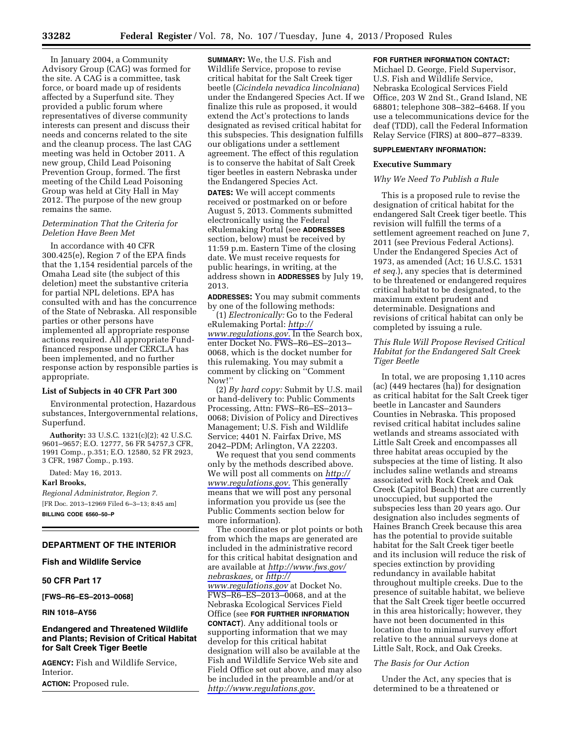In January 2004, a Community Advisory Group (CAG) was formed for the site. A CAG is a committee, task force, or board made up of residents affected by a Superfund site. They provided a public forum where representatives of diverse community interests can present and discuss their needs and concerns related to the site and the cleanup process. The last CAG meeting was held in October 2011. A new group, Child Lead Poisoning Prevention Group, formed. The first meeting of the Child Lead Poisoning Group was held at City Hall in May 2012. The purpose of the new group remains the same.

*Determination That the Criteria for Deletion Have Been Met*

In accordance with 40 CFR 300.425(e), Region 7 of the EPA finds that the 1,154 residential parcels of the Omaha Lead site (the subject of this deletion) meet the substantive criteria for partial NPL deletions. EPA has consulted with and has the concurrence of the State of Nebraska. All responsible parties or other persons have implemented all appropriate response actions required. All appropriate Fund-financed response under CERCLA has been implemented, and no further response action by responsible parties is appropriate.

**List of Subjects in 40 CFR Part 300**

Environmental protection, Hazardous substances, Intergovernmental relations, Superfund.

**Authority:** 33 U.S.C. 1321(c)(2); 42 U.S.C. 9601–9657; E.O. 12777, 56 FR 54757,3 CFR, 1991 Comp., p.351; E.O. 12580, 52 FR 2923, 3 CFR, 1987 Comp., p.193.

Dated: May 16, 2013.

**Karl Brooks,**

*Regional Administrator, Region 7.*

[FR Doc. 2013–12969 Filed 6–3–13; 8:45 am]

**BILLING CODE 6560–50–P**

---

## DEPARTMENT OF THE INTERIOR

### Fish and Wildlife Service

### 50 CFR Part 17

**[FWS–R6–ES–2013–0068]**

**RIN 1018–AY56**

### Endangered and Threatened Wildlife and Plants; Revision of Critical Habitat for Salt Creek Tiger Beetle

**AGENCY:** Fish and Wildlife Service, Interior.

**ACTION:** Proposed rule.

**SUMMARY:** We, the U.S. Fish and Wildlife Service, propose to revise critical habitat for the Salt Creek tiger beetle (*Cicindela nevadica lincolniana*) under the Endangered Species Act. If we finalize this rule as proposed, it would extend the Act's protections to lands designated as revised critical habitat for this subspecies. This designation fulfills our obligations under a settlement agreement. The effect of this regulation is to conserve the habitat of Salt Creek tiger beetles in eastern Nebraska under the Endangered Species Act.

**DATES:** We will accept comments received or postmarked on or before August 5, 2013. Comments submitted electronically using the Federal eRulemaking Portal (see **ADDRESSES** section, below) must be received by 11:59 p.m. Eastern Time of the closing date. We must receive requests for public hearings, in writing, at the address shown in **ADDRESSES** by July 19, 2013.

**ADDRESSES:** You may submit comments by one of the following methods:

(1) *Electronically:* Go to the Federal eRulemaking Portal: *http://www.regulations.gov.* In the Search box, enter Docket No. FWS–R6–ES–2013–0068, which is the docket number for this rulemaking. You may submit a comment by clicking on "Comment Now!"

(2) *By hard copy:* Submit by U.S. mail or hand-delivery to: Public Comments Processing, Attn: FWS–R6–ES–2013–0068; Division of Policy and Directives Management; U.S. Fish and Wildlife Service; 4401 N. Fairfax Drive, MS 2042–PDM; Arlington, VA 22203.

We request that you send comments only by the methods described above. We will post all comments on *http://www.regulations.gov.* This generally means that we will post any personal information you provide us (see the Public Comments section below for more information).

The coordinates or plot points or both from which the maps are generated are included in the administrative record for this critical habitat designation and are available at *http://www.fws.gov/nebraskaes,* or *http://www.regulations.gov* at Docket No. FWS–R6–ES–2013–0068, and at the Nebraska Ecological Services Field Office (see **FOR FURTHER INFORMATION CONTACT**). Any additional tools or supporting information that we may develop for this critical habitat designation will also be available at the Fish and Wildlife Service Web site and Field Office set out above, and may also be included in the preamble and/or at *http://www.regulations.gov.*

**FOR FURTHER INFORMATION CONTACT:** Michael D. George, Field Supervisor, U.S. Fish and Wildlife Service, Nebraska Ecological Services Field Office, 203 W 2nd St., Grand Island, NE 68801; telephone 308–382–6468. If you use a telecommunications device for the deaf (TDD), call the Federal Information Relay Service (FIRS) at 800–877–8339.

**SUPPLEMENTARY INFORMATION:**

**Executive Summary**

*Why We Need To Publish a Rule*

This is a proposed rule to revise the designation of critical habitat for the endangered Salt Creek tiger beetle. This revision will fulfill the terms of a settlement agreement reached on June 7, 2011 (see Previous Federal Actions). Under the Endangered Species Act of 1973, as amended (Act; 16 U.S.C. 1531 *et seq.*), any species that is determined to be threatened or endangered requires critical habitat to be designated, to the maximum extent prudent and determinable. Designations and revisions of critical habitat can only be completed by issuing a rule.

*This Rule Will Propose Revised Critical Habitat for the Endangered Salt Creek Tiger Beetle*

In total, we are proposing 1,110 acres (ac) (449 hectares (ha)) for designation as critical habitat for the Salt Creek tiger beetle in Lancaster and Saunders Counties in Nebraska. This proposed revised critical habitat includes saline wetlands and streams associated with Little Salt Creek and encompasses all three habitat areas occupied by the subspecies at the time of listing. It also includes saline wetlands and streams associated with Rock Creek and Oak Creek (Capitol Beach) that are currently unoccupied, but supported the subspecies less than 20 years ago. Our designation also includes segments of Haines Branch Creek because this area has the potential to provide suitable habitat for the Salt Creek tiger beetle and its inclusion will reduce the risk of species extinction by providing redundancy in available habitat throughout multiple creeks. Due to the presence of suitable habitat, we believe that the Salt Creek tiger beetle occurred in this area historically; however, they have not been documented in this location due to minimal survey effort relative to the annual surveys done at Little Salt, Rock, and Oak Creeks.

*The Basis for Our Action*

Under the Act, any species that is determined to be a threatened or